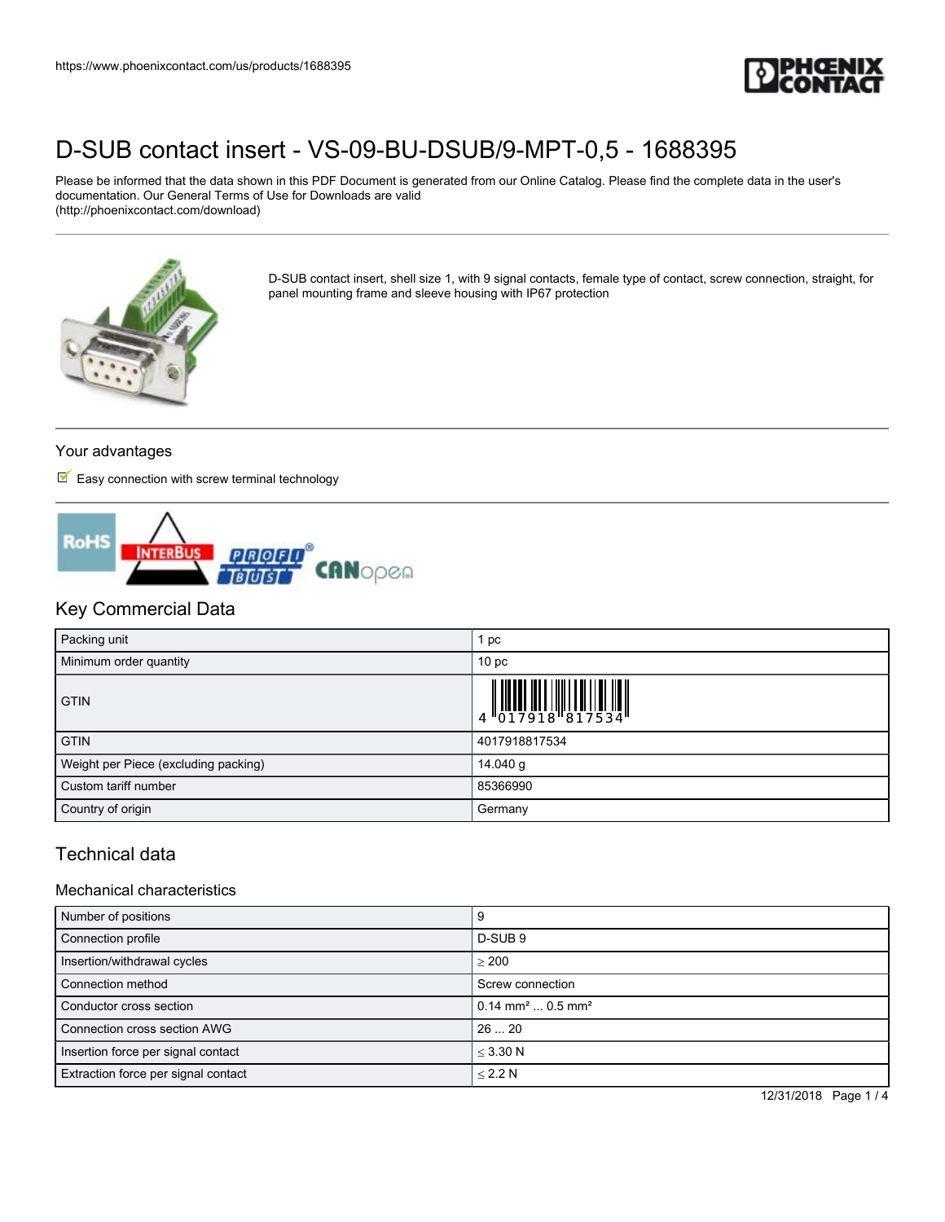https://www.phoenixcontact.com/us/products/1688395

# D-SUB contact insert - VS-09-BU-DSUB/9-MPT-0,5 - 1688395

Please be informed that the data shown in this PDF Document is generated from our Online Catalog. Please find the complete data in the user's documentation. Our General Terms of Use for Downloads are valid (http://phoenixcontact.com/download)

D-SUB contact insert, shell size 1, with 9 signal contacts, female type of contact, screw connection, straight, for panel mounting frame and sleeve housing with IP67 protection

## Your advantages

- Easy connection with screw terminal technology

## Key Commercial Data

| | |
|---|---|
| Packing unit | 1 pc |
| Minimum order quantity | 10 pc |
| GTIN | 4 017918 817534 |
| GTIN | 4017918817534 |
| Weight per Piece (excluding packing) | 14.040 g |
| Custom tariff number | 85366990 |
| Country of origin | Germany |

## Technical data

### Mechanical characteristics

| | |
|---|---|
| Number of positions | 9 |
| Connection profile | D-SUB 9 |
| Insertion/withdrawal cycles | ≥ 200 |
| Connection method | Screw connection |
| Conductor cross section | 0.14 mm² ... 0.5 mm² |
| Connection cross section AWG | 26 ... 20 |
| Insertion force per signal contact | ≤ 3.30 N |
| Extraction force per signal contact | ≤ 2.2 N |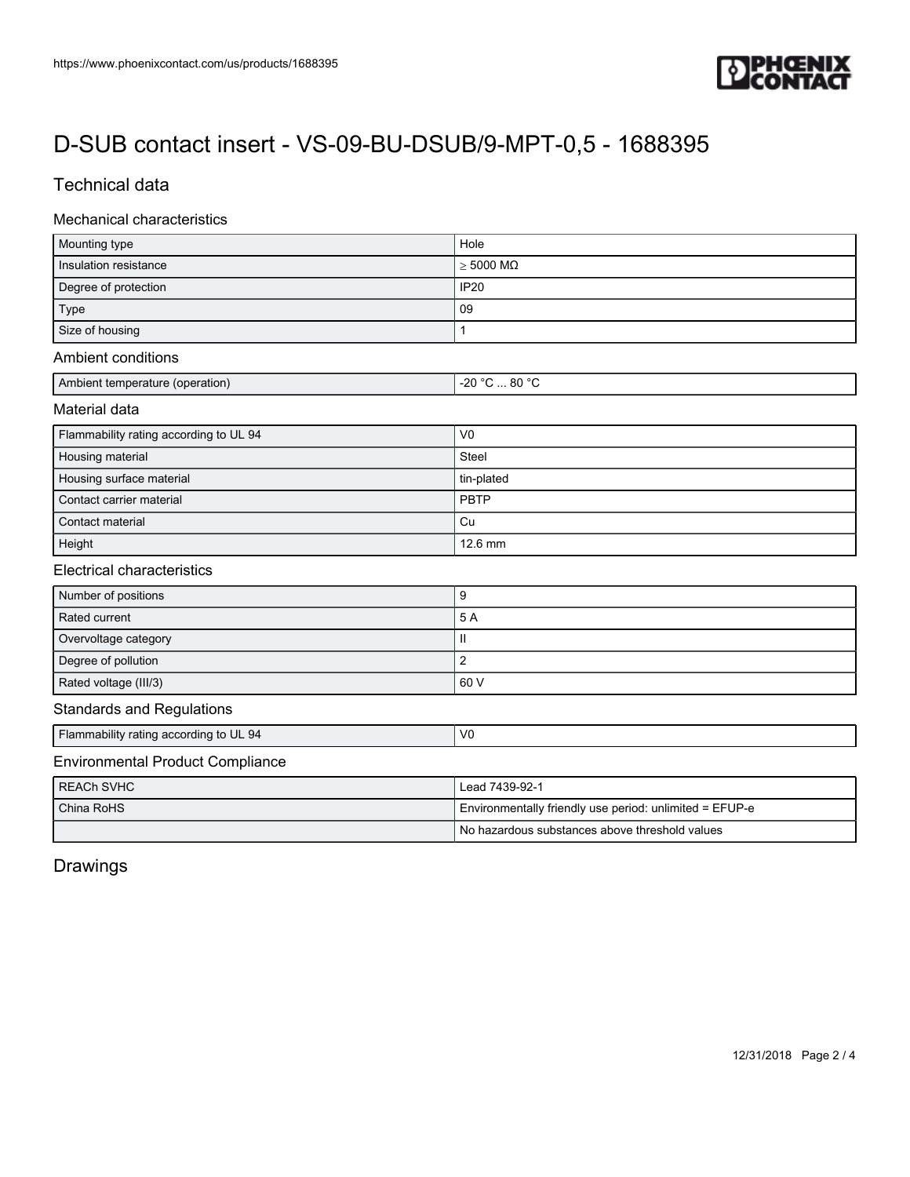# D-SUB contact insert - VS-09-BU-DSUB/9-MPT-0,5 - 1688395

## Technical data

### Mechanical characteristics

| | |
|---|---|
| Mounting type | Hole |
| Insulation resistance | ≥ 5000 MΩ |
| Degree of protection | IP20 |
| Type | 09 |
| Size of housing | 1 |

### Ambient conditions

| | |
|---|---|
| Ambient temperature (operation) | -20 °C ... 80 °C |

### Material data

| | |
|---|---|
| Flammability rating according to UL 94 | V0 |
| Housing material | Steel |
| Housing surface material | tin-plated |
| Contact carrier material | PBTP |
| Contact material | Cu |
| Height | 12.6 mm |

### Electrical characteristics

| | |
|---|---|
| Number of positions | 9 |
| Rated current | 5 A |
| Overvoltage category | II |
| Degree of pollution | 2 |
| Rated voltage (III/3) | 60 V |

### Standards and Regulations

| | |
|---|---|
| Flammability rating according to UL 94 | V0 |

### Environmental Product Compliance

| | |
|---|---|
| REACh SVHC | Lead 7439-92-1 |
| China RoHS | Environmentally friendly use period: unlimited = EFUP-e |
| | No hazardous substances above threshold values |

## Drawings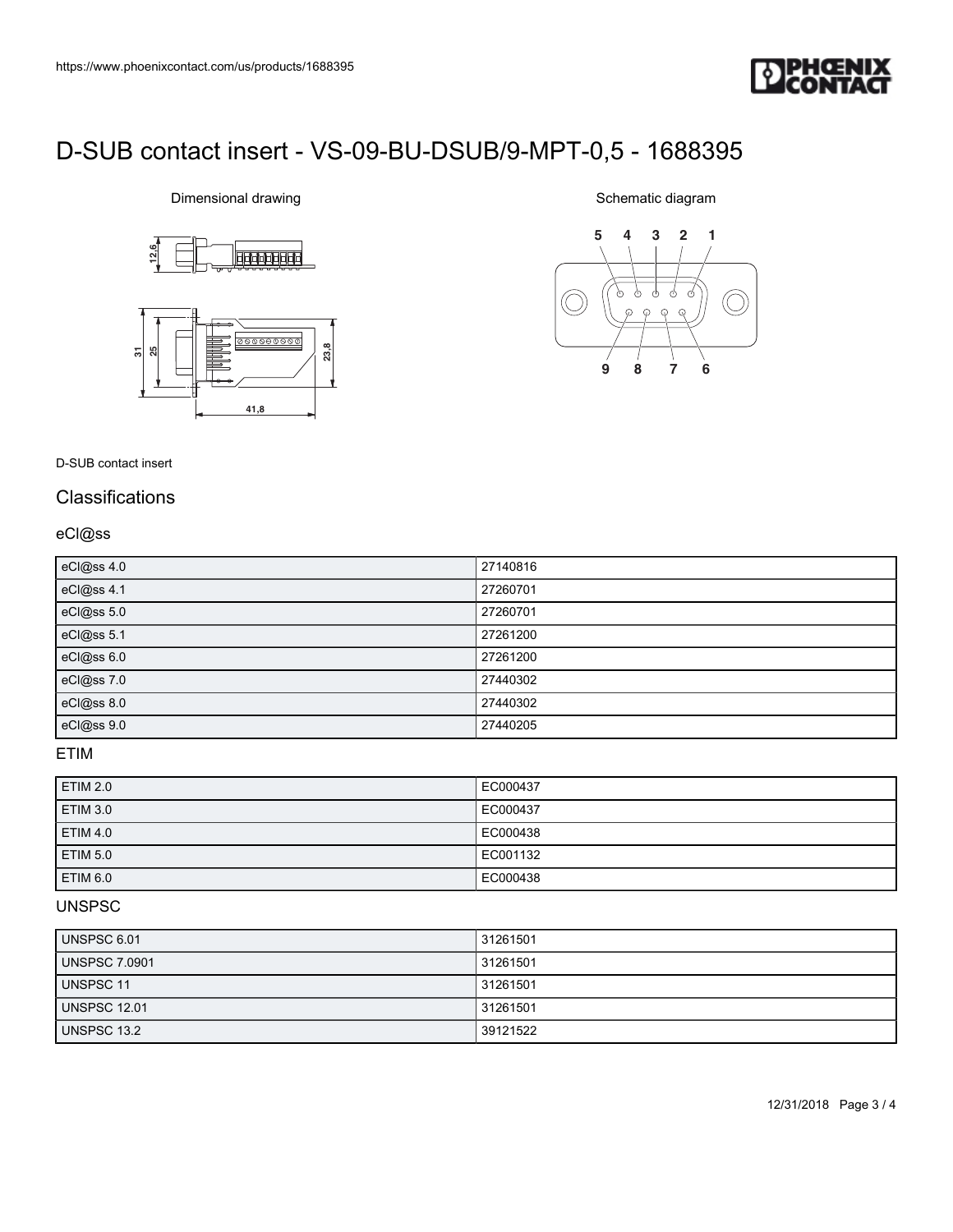# D-SUB contact insert - VS-09-BU-DSUB/9-MPT-0,5 - 1688395

Dimensional drawing

Schematic diagram

D-SUB contact insert

## Classifications

### eCl@ss

| | |
|---|---|
| eCl@ss 4.0 | 27140816 |
| eCl@ss 4.1 | 27260701 |
| eCl@ss 5.0 | 27260701 |
| eCl@ss 5.1 | 27261200 |
| eCl@ss 6.0 | 27261200 |
| eCl@ss 7.0 | 27440302 |
| eCl@ss 8.0 | 27440302 |
| eCl@ss 9.0 | 27440205 |

### ETIM

| | |
|---|---|
| ETIM 2.0 | EC000437 |
| ETIM 3.0 | EC000437 |
| ETIM 4.0 | EC000438 |
| ETIM 5.0 | EC001132 |
| ETIM 6.0 | EC000438 |

### UNSPSC

| | |
|---|---|
| UNSPSC 6.01 | 31261501 |
| UNSPSC 7.0901 | 31261501 |
| UNSPSC 11 | 31261501 |
| UNSPSC 12.01 | 31261501 |
| UNSPSC 13.2 | 39121522 |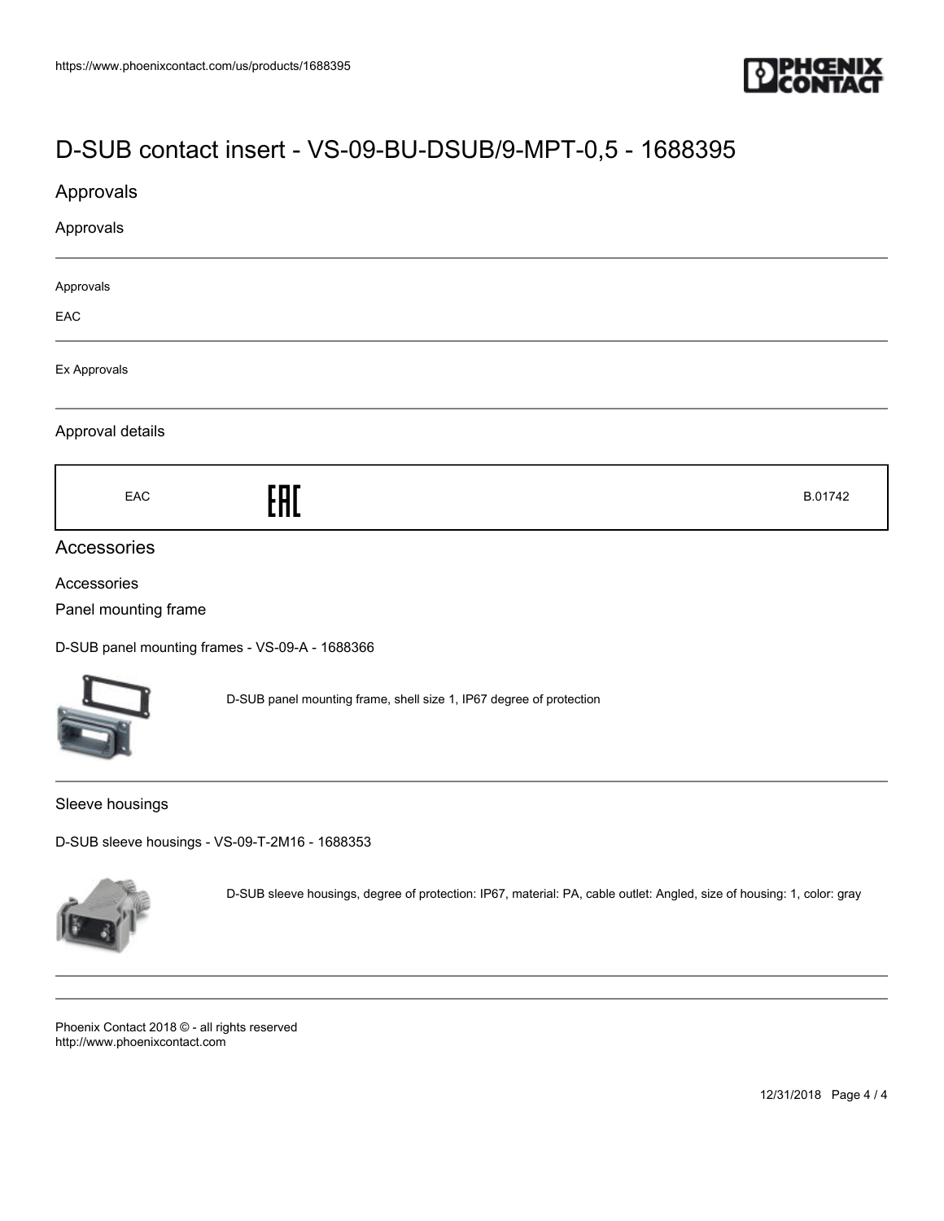# D-SUB contact insert - VS-09-BU-DSUB/9-MPT-0,5 - 1688395

## Approvals

### Approvals

Approvals

EAC

Ex Approvals

### Approval details

| | | |
|---|---|---|
| EAC | EAC | B.01742 |

## Accessories

### Accessories

### Panel mounting frame

D-SUB panel mounting frames - VS-09-A - 1688366

D-SUB panel mounting frame, shell size 1, IP67 degree of protection

### Sleeve housings

D-SUB sleeve housings - VS-09-T-2M16 - 1688353

D-SUB sleeve housings, degree of protection: IP67, material: PA, cable outlet: Angled, size of housing: 1, color: gray

Phoenix Contact 2018 © - all rights reserved
http://www.phoenixcontact.com